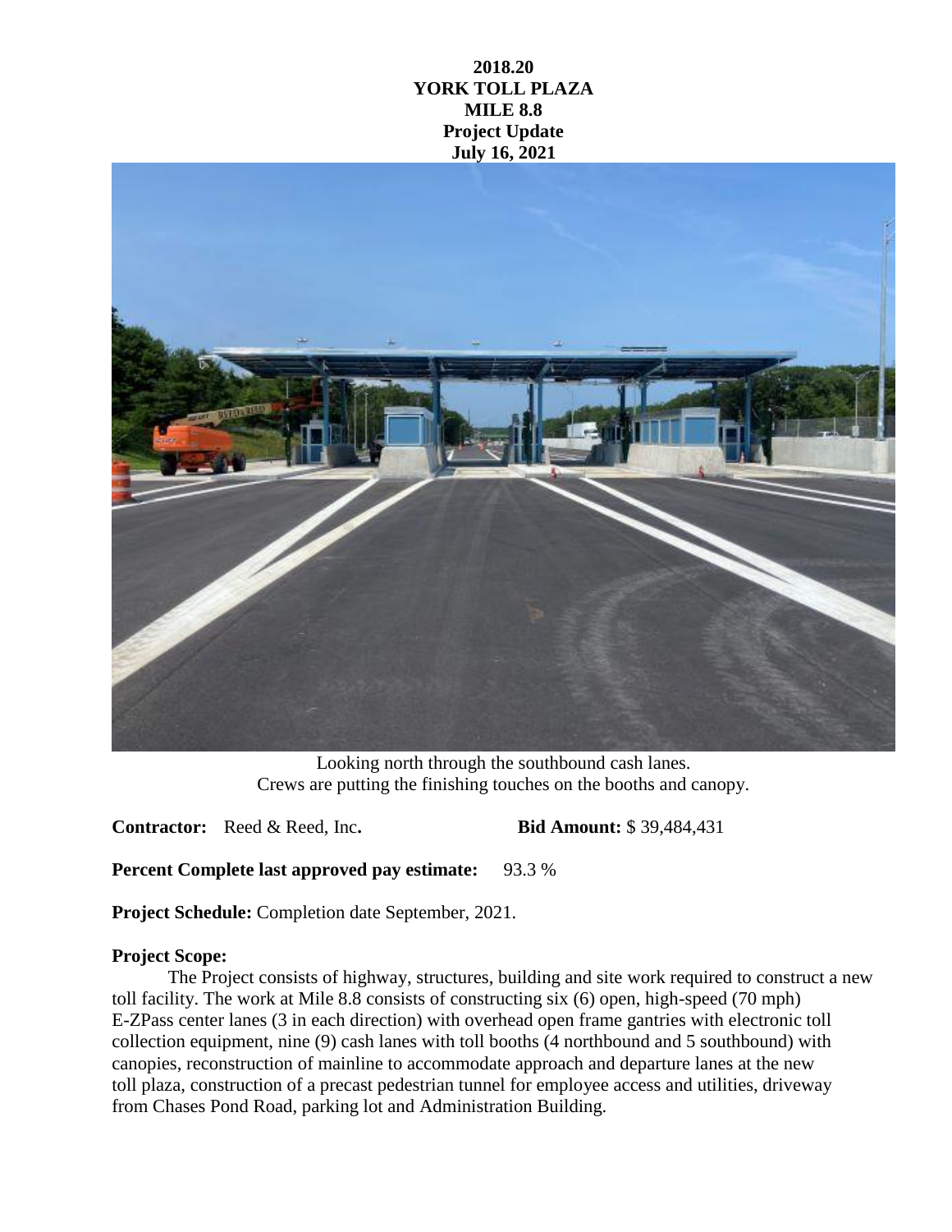**2018.20**
**YORK TOLL PLAZA**
**MILE 8.8**
**Project Update**
**July 16, 2021**

Looking north through the southbound cash lanes.
Crews are putting the finishing touches on the booths and canopy.

**Contractor:** Reed & Reed, Inc. **Bid Amount:** $ 39,484,431

**Percent Complete last approved pay estimate:** 93.3 %

**Project Schedule:** Completion date September, 2021.

**Project Scope:**

The Project consists of highway, structures, building and site work required to construct a new toll facility. The work at Mile 8.8 consists of constructing six (6) open, high-speed (70 mph) E-ZPass center lanes (3 in each direction) with overhead open frame gantries with electronic toll collection equipment, nine (9) cash lanes with toll booths (4 northbound and 5 southbound) with canopies, reconstruction of mainline to accommodate approach and departure lanes at the new toll plaza, construction of a precast pedestrian tunnel for employee access and utilities, driveway from Chases Pond Road, parking lot and Administration Building.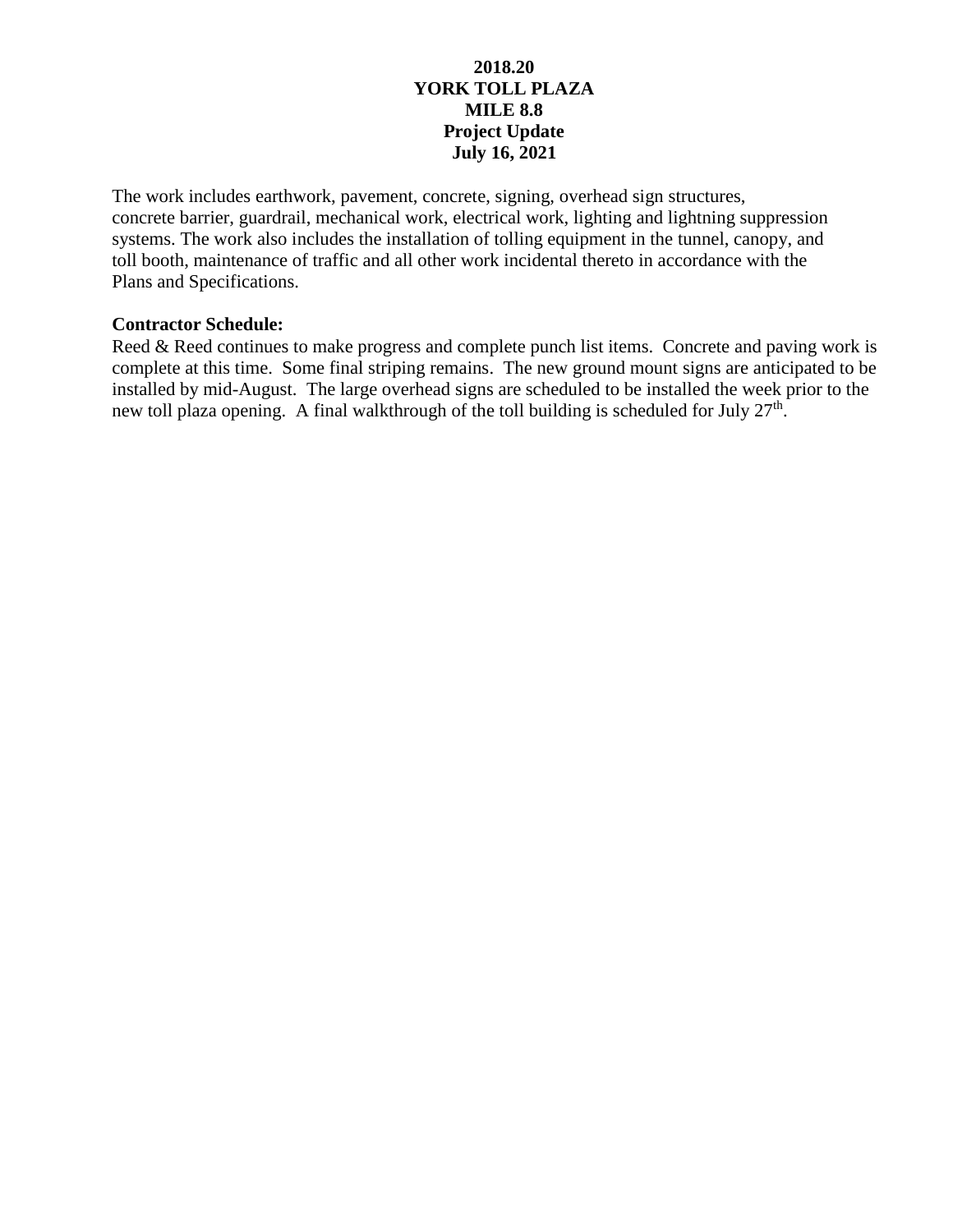**2018.20**
**YORK TOLL PLAZA**
**MILE 8.8**
**Project Update**
**July 16, 2021**

The work includes earthwork, pavement, concrete, signing, overhead sign structures, concrete barrier, guardrail, mechanical work, electrical work, lighting and lightning suppression systems. The work also includes the installation of tolling equipment in the tunnel, canopy, and toll booth, maintenance of traffic and all other work incidental thereto in accordance with the Plans and Specifications.

**Contractor Schedule:**
Reed & Reed continues to make progress and complete punch list items. Concrete and paving work is complete at this time. Some final striping remains. The new ground mount signs are anticipated to be installed by mid-August. The large overhead signs are scheduled to be installed the week prior to the new toll plaza opening. A final walkthrough of the toll building is scheduled for July 27th.